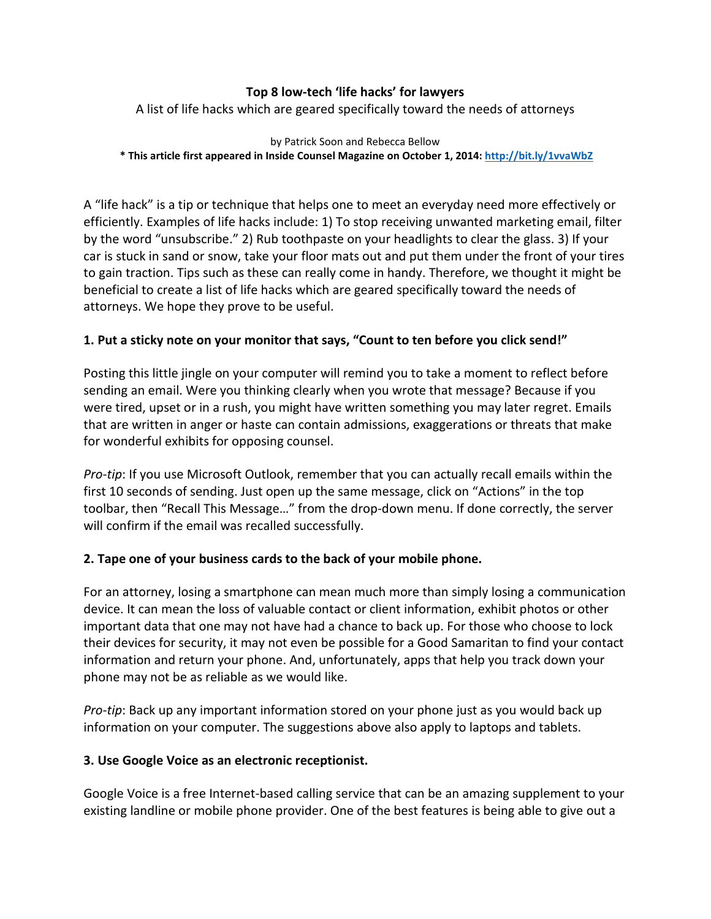# Top 8 low-tech 'life hacks' for lawyers

A list of life hacks which are geared specifically toward the needs of attorneys

by Patrick Soon and Rebecca Bellow

**\* This article first appeared in Inside Counsel Magazine on October 1, 2014: [http://bit.ly/1vvaWbZ](http://bit.ly/1vvaWbZ)**

A "life hack" is a tip or technique that helps one to meet an everyday need more effectively or efficiently. Examples of life hacks include: 1) To stop receiving unwanted marketing email, filter by the word "unsubscribe." 2) Rub toothpaste on your headlights to clear the glass. 3) If your car is stuck in sand or snow, take your floor mats out and put them under the front of your tires to gain traction. Tips such as these can really come in handy. Therefore, we thought it might be beneficial to create a list of life hacks which are geared specifically toward the needs of attorneys. We hope they prove to be useful.

### 1. Put a sticky note on your monitor that says, "Count to ten before you click send!"

Posting this little jingle on your computer will remind you to take a moment to reflect before sending an email. Were you thinking clearly when you wrote that message? Because if you were tired, upset or in a rush, you might have written something you may later regret. Emails that are written in anger or haste can contain admissions, exaggerations or threats that make for wonderful exhibits for opposing counsel.

*Pro-tip*: If you use Microsoft Outlook, remember that you can actually recall emails within the first 10 seconds of sending. Just open up the same message, click on "Actions" in the top toolbar, then "Recall This Message…" from the drop-down menu. If done correctly, the server will confirm if the email was recalled successfully.

### 2. Tape one of your business cards to the back of your mobile phone.

For an attorney, losing a smartphone can mean much more than simply losing a communication device. It can mean the loss of valuable contact or client information, exhibit photos or other important data that one may not have had a chance to back up. For those who choose to lock their devices for security, it may not even be possible for a Good Samaritan to find your contact information and return your phone. And, unfortunately, apps that help you track down your phone may not be as reliable as we would like.

*Pro-tip*: Back up any important information stored on your phone just as you would back up information on your computer. The suggestions above also apply to laptops and tablets.

### 3. Use Google Voice as an electronic receptionist.

Google Voice is a free Internet-based calling service that can be an amazing supplement to your existing landline or mobile phone provider. One of the best features is being able to give out a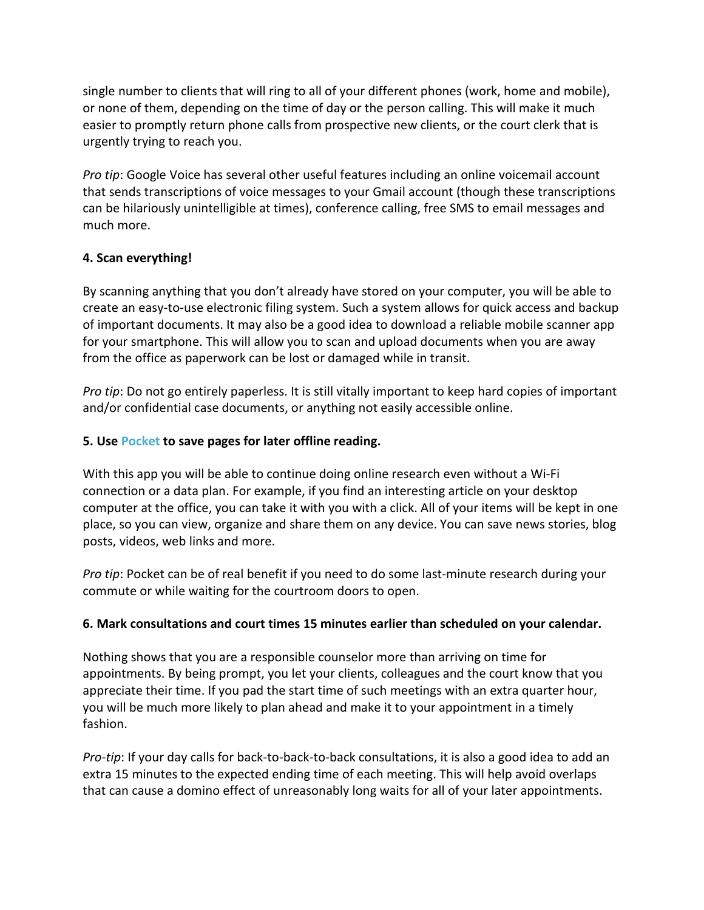single number to clients that will ring to all of your different phones (work, home and mobile), or none of them, depending on the time of day or the person calling. This will make it much easier to promptly return phone calls from prospective new clients, or the court clerk that is urgently trying to reach you.

*Pro tip*: Google Voice has several other useful features including an online voicemail account that sends transcriptions of voice messages to your Gmail account (though these transcriptions can be hilariously unintelligible at times), conference calling, free SMS to email messages and much more.

**4. Scan everything!**

By scanning anything that you don't already have stored on your computer, you will be able to create an easy-to-use electronic filing system. Such a system allows for quick access and backup of important documents. It may also be a good idea to download a reliable mobile scanner app for your smartphone. This will allow you to scan and upload documents when you are away from the office as paperwork can be lost or damaged while in transit.

*Pro tip*: Do not go entirely paperless. It is still vitally important to keep hard copies of important and/or confidential case documents, or anything not easily accessible online.

**5. Use Pocket to save pages for later offline reading.**

With this app you will be able to continue doing online research even without a Wi-Fi connection or a data plan. For example, if you find an interesting article on your desktop computer at the office, you can take it with you with a click. All of your items will be kept in one place, so you can view, organize and share them on any device. You can save news stories, blog posts, videos, web links and more.

*Pro tip*: Pocket can be of real benefit if you need to do some last-minute research during your commute or while waiting for the courtroom doors to open.

**6. Mark consultations and court times 15 minutes earlier than scheduled on your calendar.**

Nothing shows that you are a responsible counselor more than arriving on time for appointments. By being prompt, you let your clients, colleagues and the court know that you appreciate their time. If you pad the start time of such meetings with an extra quarter hour, you will be much more likely to plan ahead and make it to your appointment in a timely fashion.

*Pro-tip*: If your day calls for back-to-back-to-back consultations, it is also a good idea to add an extra 15 minutes to the expected ending time of each meeting. This will help avoid overlaps that can cause a domino effect of unreasonably long waits for all of your later appointments.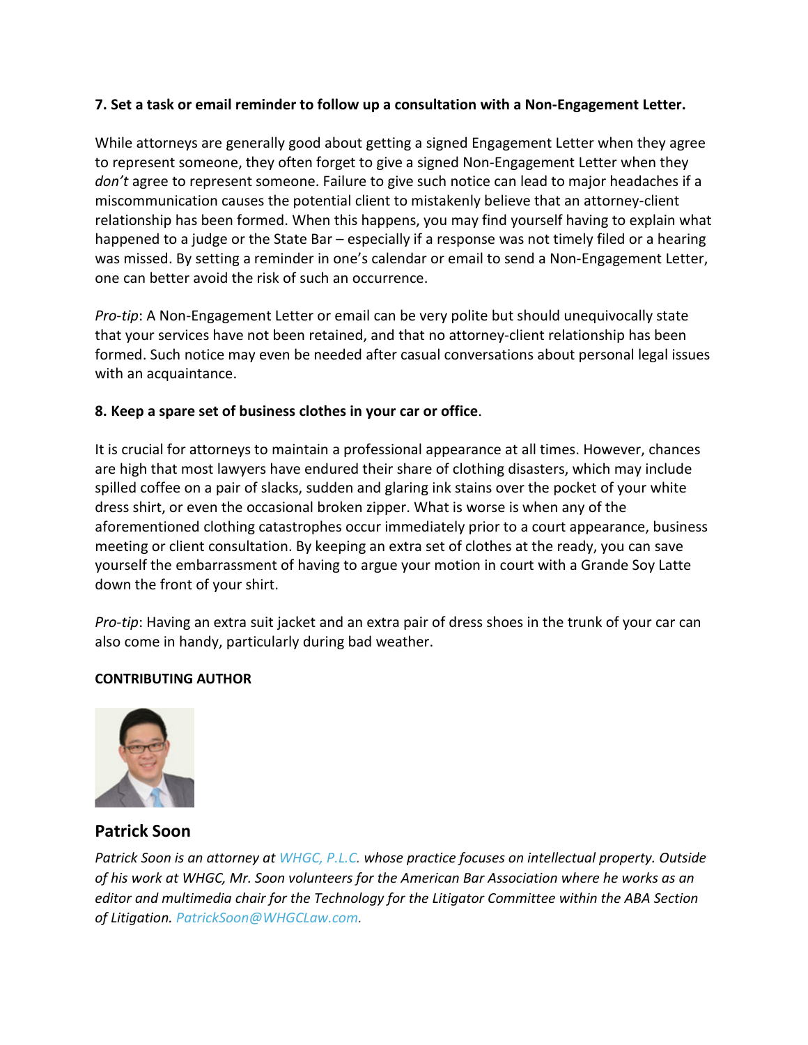**7. Set a task or email reminder to follow up a consultation with a Non-Engagement Letter.**

While attorneys are generally good about getting a signed Engagement Letter when they agree to represent someone, they often forget to give a signed Non-Engagement Letter when they *don't* agree to represent someone. Failure to give such notice can lead to major headaches if a miscommunication causes the potential client to mistakenly believe that an attorney-client relationship has been formed. When this happens, you may find yourself having to explain what happened to a judge or the State Bar – especially if a response was not timely filed or a hearing was missed. By setting a reminder in one's calendar or email to send a Non-Engagement Letter, one can better avoid the risk of such an occurrence.

*Pro-tip*: A Non-Engagement Letter or email can be very polite but should unequivocally state that your services have not been retained, and that no attorney-client relationship has been formed. Such notice may even be needed after casual conversations about personal legal issues with an acquaintance.

**8. Keep a spare set of business clothes in your car or office**.

It is crucial for attorneys to maintain a professional appearance at all times. However, chances are high that most lawyers have endured their share of clothing disasters, which may include spilled coffee on a pair of slacks, sudden and glaring ink stains over the pocket of your white dress shirt, or even the occasional broken zipper. What is worse is when any of the aforementioned clothing catastrophes occur immediately prior to a court appearance, business meeting or client consultation. By keeping an extra set of clothes at the ready, you can save yourself the embarrassment of having to argue your motion in court with a Grande Soy Latte down the front of your shirt.

*Pro-tip*: Having an extra suit jacket and an extra pair of dress shoes in the trunk of your car can also come in handy, particularly during bad weather.

**CONTRIBUTING AUTHOR**

## Patrick Soon

*Patrick Soon is an attorney at WHGC, P.L.C. whose practice focuses on intellectual property. Outside of his work at WHGC, Mr. Soon volunteers for the American Bar Association where he works as an editor and multimedia chair for the Technology for the Litigator Committee within the ABA Section of Litigation. PatrickSoon@WHGCLaw.com.*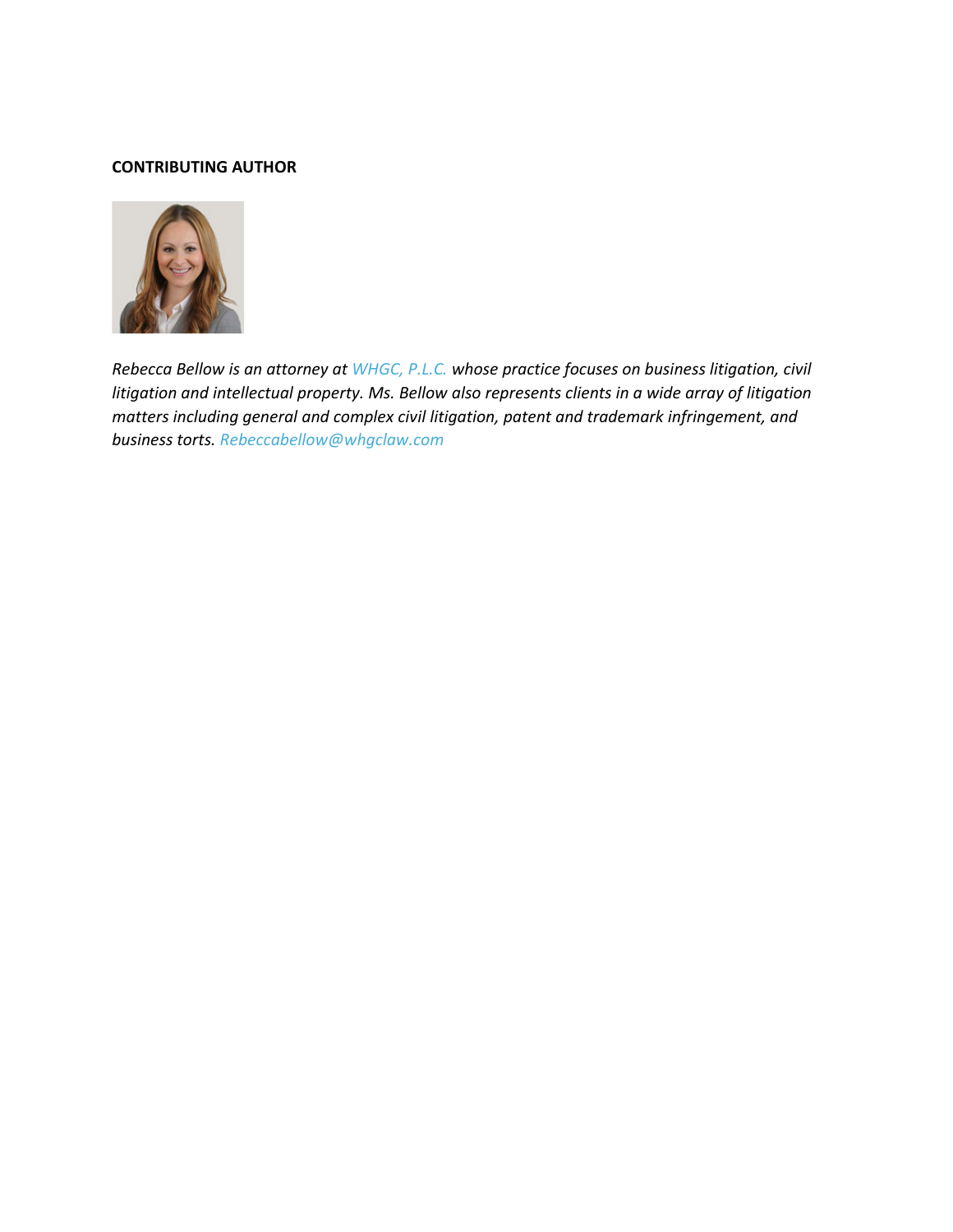**CONTRIBUTING AUTHOR**

*Rebecca Bellow is an attorney at WHGC, P.L.C. whose practice focuses on business litigation, civil litigation and intellectual property. Ms. Bellow also represents clients in a wide array of litigation matters including general and complex civil litigation, patent and trademark infringement, and business torts. Rebeccabellow@whgclaw.com*